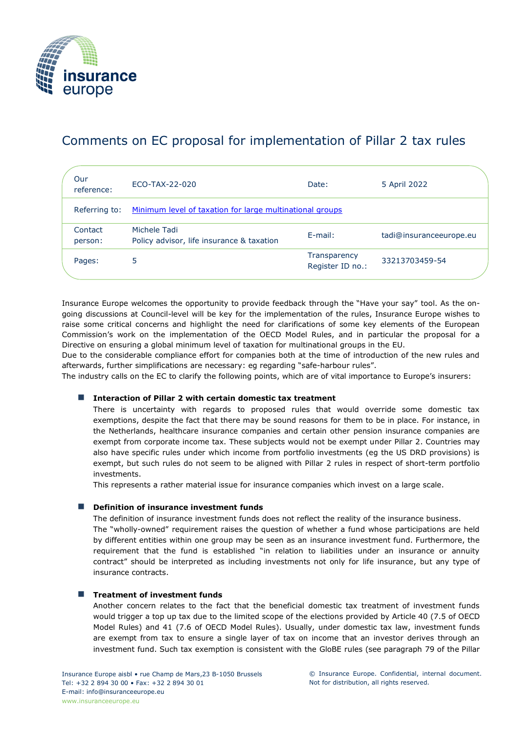# Comments on EC proposal for implementation of Pillar 2 tax rules

| Our reference: | ECO-TAX-22-020 | Date: | 5 April 2022 |
|---|---|---|---|
| Referring to: | [Minimum level of taxation for large multinational groups]() | | |
| Contact person: | Michele Tadi<br>Policy advisor, life insurance & taxation | E-mail: | tadi@insuranceeurope.eu |
| Pages: | 5 | Transparency Register ID no.: | 33213703459-54 |

Insurance Europe welcomes the opportunity to provide feedback through the "Have your say" tool. As the on-going discussions at Council-level will be key for the implementation of the rules, Insurance Europe wishes to raise some critical concerns and highlight the need for clarifications of some key elements of the European Commission's work on the implementation of the OECD Model Rules, and in particular the proposal for a Directive on ensuring a global minimum level of taxation for multinational groups in the EU.

Due to the considerable compliance effort for companies both at the time of introduction of the new rules and afterwards, further simplifications are necessary: eg regarding "safe-harbour rules".

The industry calls on the EC to clarify the following points, which are of vital importance to Europe's insurers:

- **Interaction of Pillar 2 with certain domestic tax treatment**

  There is uncertainty with regards to proposed rules that would override some domestic tax exemptions, despite the fact that there may be sound reasons for them to be in place. For instance, in the Netherlands, healthcare insurance companies and certain other pension insurance companies are exempt from corporate income tax. These subjects would not be exempt under Pillar 2. Countries may also have specific rules under which income from portfolio investments (eg the US DRD provisions) is exempt, but such rules do not seem to be aligned with Pillar 2 rules in respect of short-term portfolio investments.

  This represents a rather material issue for insurance companies which invest on a large scale.

- **Definition of insurance investment funds**

  The definition of insurance investment funds does not reflect the reality of the insurance business.

  The "wholly-owned" requirement raises the question of whether a fund whose participations are held by different entities within one group may be seen as an insurance investment fund. Furthermore, the requirement that the fund is established "in relation to liabilities under an insurance or annuity contract" should be interpreted as including investments not only for life insurance, but any type of insurance contracts.

- **Treatment of investment funds**

  Another concern relates to the fact that the beneficial domestic tax treatment of investment funds would trigger a top up tax due to the limited scope of the elections provided by Article 40 (7.5 of OECD Model Rules) and 41 (7.6 of OECD Model Rules). Usually, under domestic tax law, investment funds are exempt from tax to ensure a single layer of tax on income that an investor derives through an investment fund. Such tax exemption is consistent with the GloBE rules (see paragraph 79 of the Pillar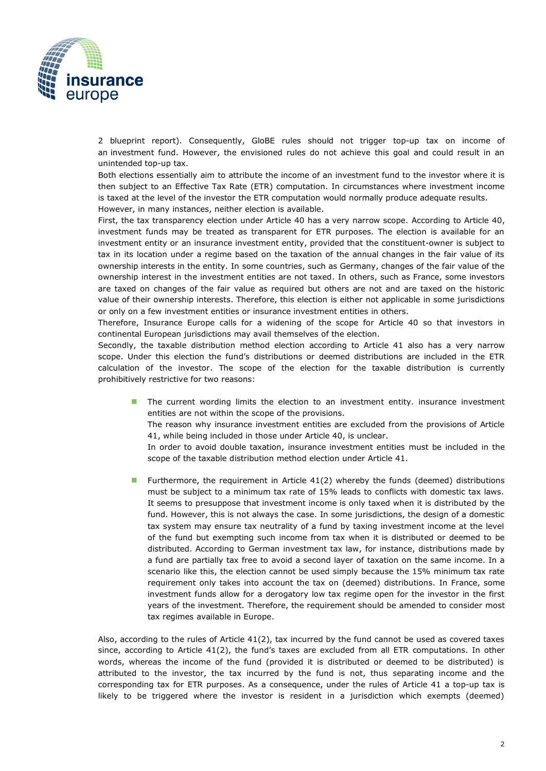2 blueprint report). Consequently, GloBE rules should not trigger top-up tax on income of an investment fund. However, the envisioned rules do not achieve this goal and could result in an unintended top-up tax.

Both elections essentially aim to attribute the income of an investment fund to the investor where it is then subject to an Effective Tax Rate (ETR) computation. In circumstances where investment income is taxed at the level of the investor the ETR computation would normally produce adequate results.

However, in many instances, neither election is available.

First, the tax transparency election under Article 40 has a very narrow scope. According to Article 40, investment funds may be treated as transparent for ETR purposes. The election is available for an investment entity or an insurance investment entity, provided that the constituent-owner is subject to tax in its location under a regime based on the taxation of the annual changes in the fair value of its ownership interests in the entity. In some countries, such as Germany, changes of the fair value of the ownership interest in the investment entities are not taxed. In others, such as France, some investors are taxed on changes of the fair value as required but others are not and are taxed on the historic value of their ownership interests. Therefore, this election is either not applicable in some jurisdictions or only on a few investment entities or insurance investment entities in others.

Therefore, Insurance Europe calls for a widening of the scope for Article 40 so that investors in continental European jurisdictions may avail themselves of the election.

Secondly, the taxable distribution method election according to Article 41 also has a very narrow scope. Under this election the fund's distributions or deemed distributions are included in the ETR calculation of the investor. The scope of the election for the taxable distribution is currently prohibitively restrictive for two reasons:

- The current wording limits the election to an investment entity. insurance investment entities are not within the scope of the provisions.
  The reason why insurance investment entities are excluded from the provisions of Article 41, while being included in those under Article 40, is unclear.
  In order to avoid double taxation, insurance investment entities must be included in the scope of the taxable distribution method election under Article 41.

- Furthermore, the requirement in Article 41(2) whereby the funds (deemed) distributions must be subject to a minimum tax rate of 15% leads to conflicts with domestic tax laws. It seems to presuppose that investment income is only taxed when it is distributed by the fund. However, this is not always the case. In some jurisdictions, the design of a domestic tax system may ensure tax neutrality of a fund by taxing investment income at the level of the fund but exempting such income from tax when it is distributed or deemed to be distributed. According to German investment tax law, for instance, distributions made by a fund are partially tax free to avoid a second layer of taxation on the same income. In a scenario like this, the election cannot be used simply because the 15% minimum tax rate requirement only takes into account the tax on (deemed) distributions. In France, some investment funds allow for a derogatory low tax regime open for the investor in the first years of the investment. Therefore, the requirement should be amended to consider most tax regimes available in Europe.

Also, according to the rules of Article 41(2), tax incurred by the fund cannot be used as covered taxes since, according to Article 41(2), the fund's taxes are excluded from all ETR computations. In other words, whereas the income of the fund (provided it is distributed or deemed to be distributed) is attributed to the investor, the tax incurred by the fund is not, thus separating income and the corresponding tax for ETR purposes. As a consequence, under the rules of Article 41 a top-up tax is likely to be triggered where the investor is resident in a jurisdiction which exempts (deemed)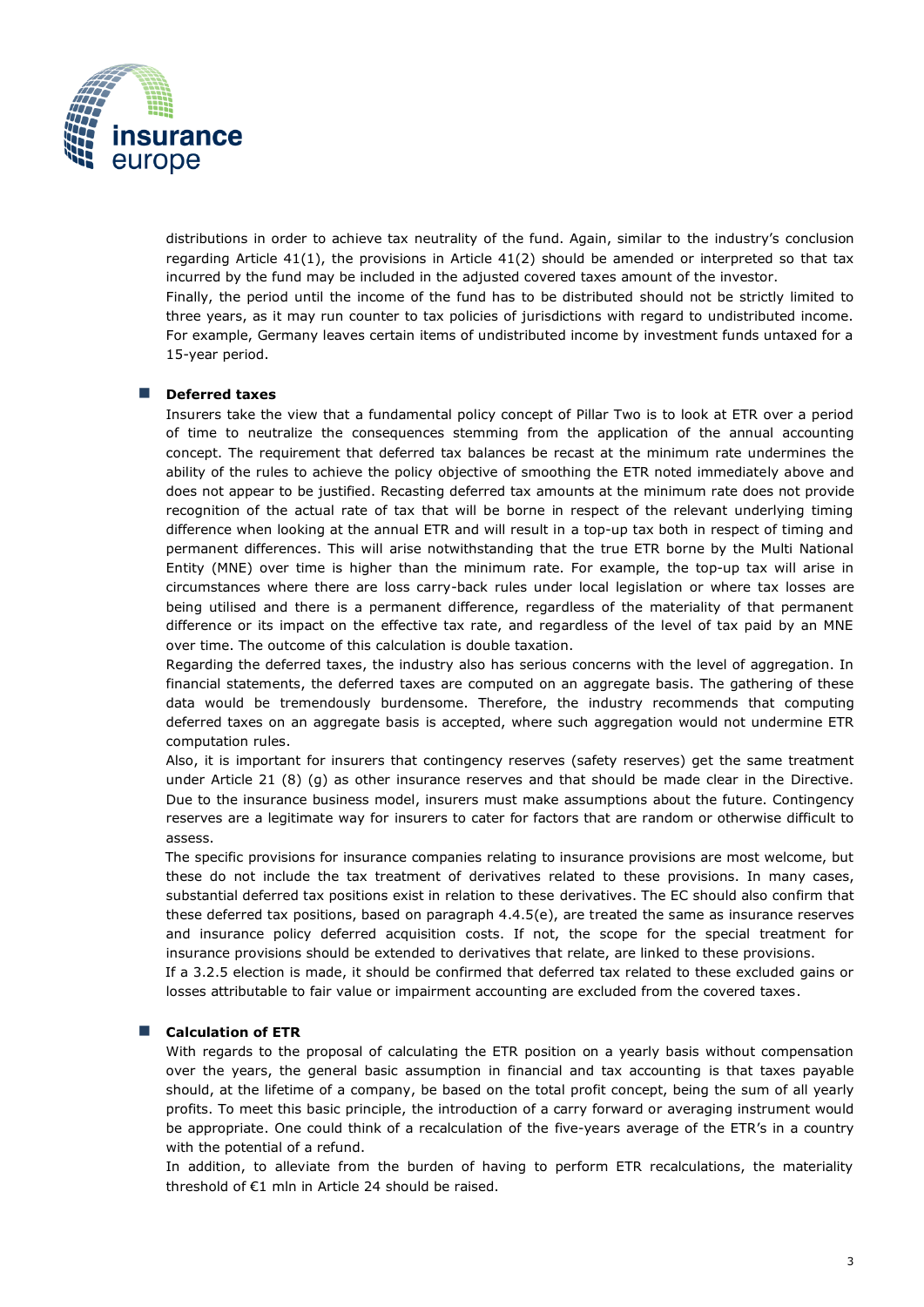distributions in order to achieve tax neutrality of the fund. Again, similar to the industry's conclusion regarding Article 41(1), the provisions in Article 41(2) should be amended or interpreted so that tax incurred by the fund may be included in the adjusted covered taxes amount of the investor.

Finally, the period until the income of the fund has to be distributed should not be strictly limited to three years, as it may run counter to tax policies of jurisdictions with regard to undistributed income. For example, Germany leaves certain items of undistributed income by investment funds untaxed for a 15-year period.

- **Deferred taxes**

  Insurers take the view that a fundamental policy concept of Pillar Two is to look at ETR over a period of time to neutralize the consequences stemming from the application of the annual accounting concept. The requirement that deferred tax balances be recast at the minimum rate undermines the ability of the rules to achieve the policy objective of smoothing the ETR noted immediately above and does not appear to be justified. Recasting deferred tax amounts at the minimum rate does not provide recognition of the actual rate of tax that will be borne in respect of the relevant underlying timing difference when looking at the annual ETR and will result in a top-up tax both in respect of timing and permanent differences. This will arise notwithstanding that the true ETR borne by the Multi National Entity (MNE) over time is higher than the minimum rate. For example, the top-up tax will arise in circumstances where there are loss carry-back rules under local legislation or where tax losses are being utilised and there is a permanent difference, regardless of the materiality of that permanent difference or its impact on the effective tax rate, and regardless of the level of tax paid by an MNE over time. The outcome of this calculation is double taxation.

  Regarding the deferred taxes, the industry also has serious concerns with the level of aggregation. In financial statements, the deferred taxes are computed on an aggregate basis. The gathering of these data would be tremendously burdensome. Therefore, the industry recommends that computing deferred taxes on an aggregate basis is accepted, where such aggregation would not undermine ETR computation rules.

  Also, it is important for insurers that contingency reserves (safety reserves) get the same treatment under Article 21 (8) (g) as other insurance reserves and that should be made clear in the Directive. Due to the insurance business model, insurers must make assumptions about the future. Contingency reserves are a legitimate way for insurers to cater for factors that are random or otherwise difficult to assess.

  The specific provisions for insurance companies relating to insurance provisions are most welcome, but these do not include the tax treatment of derivatives related to these provisions. In many cases, substantial deferred tax positions exist in relation to these derivatives. The EC should also confirm that these deferred tax positions, based on paragraph 4.4.5(e), are treated the same as insurance reserves and insurance policy deferred acquisition costs. If not, the scope for the special treatment for insurance provisions should be extended to derivatives that relate, are linked to these provisions.

  If a 3.2.5 election is made, it should be confirmed that deferred tax related to these excluded gains or losses attributable to fair value or impairment accounting are excluded from the covered taxes.

- **Calculation of ETR**

  With regards to the proposal of calculating the ETR position on a yearly basis without compensation over the years, the general basic assumption in financial and tax accounting is that taxes payable should, at the lifetime of a company, be based on the total profit concept, being the sum of all yearly profits. To meet this basic principle, the introduction of a carry forward or averaging instrument would be appropriate. One could think of a recalculation of the five-years average of the ETR's in a country with the potential of a refund.

  In addition, to alleviate from the burden of having to perform ETR recalculations, the materiality threshold of €1 mln in Article 24 should be raised.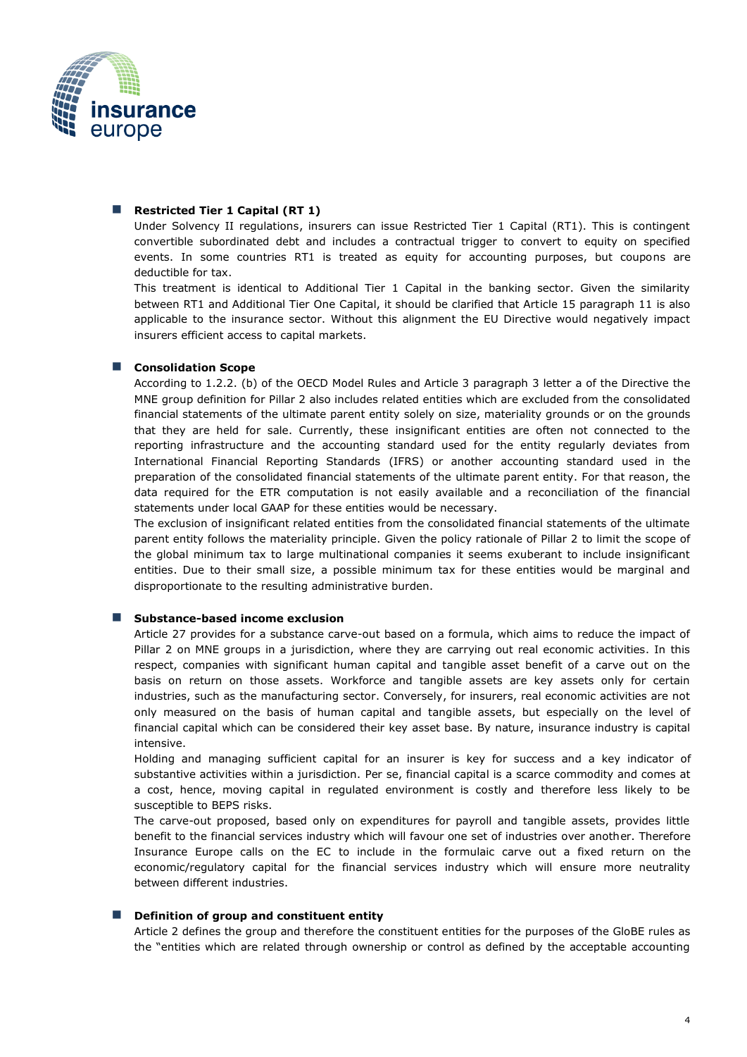- **Restricted Tier 1 Capital (RT 1)**

  Under Solvency II regulations, insurers can issue Restricted Tier 1 Capital (RT1). This is contingent convertible subordinated debt and includes a contractual trigger to convert to equity on specified events. In some countries RT1 is treated as equity for accounting purposes, but coupons are deductible for tax.

  This treatment is identical to Additional Tier 1 Capital in the banking sector. Given the similarity between RT1 and Additional Tier One Capital, it should be clarified that Article 15 paragraph 11 is also applicable to the insurance sector. Without this alignment the EU Directive would negatively impact insurers efficient access to capital markets.

- **Consolidation Scope**

  According to 1.2.2. (b) of the OECD Model Rules and Article 3 paragraph 3 letter a of the Directive the MNE group definition for Pillar 2 also includes related entities which are excluded from the consolidated financial statements of the ultimate parent entity solely on size, materiality grounds or on the grounds that they are held for sale. Currently, these insignificant entities are often not connected to the reporting infrastructure and the accounting standard used for the entity regularly deviates from International Financial Reporting Standards (IFRS) or another accounting standard used in the preparation of the consolidated financial statements of the ultimate parent entity. For that reason, the data required for the ETR computation is not easily available and a reconciliation of the financial statements under local GAAP for these entities would be necessary.

  The exclusion of insignificant related entities from the consolidated financial statements of the ultimate parent entity follows the materiality principle. Given the policy rationale of Pillar 2 to limit the scope of the global minimum tax to large multinational companies it seems exuberant to include insignificant entities. Due to their small size, a possible minimum tax for these entities would be marginal and disproportionate to the resulting administrative burden.

- **Substance-based income exclusion**

  Article 27 provides for a substance carve-out based on a formula, which aims to reduce the impact of Pillar 2 on MNE groups in a jurisdiction, where they are carrying out real economic activities. In this respect, companies with significant human capital and tangible asset benefit of a carve out on the basis on return on those assets. Workforce and tangible assets are key assets only for certain industries, such as the manufacturing sector. Conversely, for insurers, real economic activities are not only measured on the basis of human capital and tangible assets, but especially on the level of financial capital which can be considered their key asset base. By nature, insurance industry is capital intensive.

  Holding and managing sufficient capital for an insurer is key for success and a key indicator of substantive activities within a jurisdiction. Per se, financial capital is a scarce commodity and comes at a cost, hence, moving capital in regulated environment is costly and therefore less likely to be susceptible to BEPS risks.

  The carve-out proposed, based only on expenditures for payroll and tangible assets, provides little benefit to the financial services industry which will favour one set of industries over another. Therefore Insurance Europe calls on the EC to include in the formulaic carve out a fixed return on the economic/regulatory capital for the financial services industry which will ensure more neutrality between different industries.

- **Definition of group and constituent entity**

  Article 2 defines the group and therefore the constituent entities for the purposes of the GloBE rules as the "entities which are related through ownership or control as defined by the acceptable accounting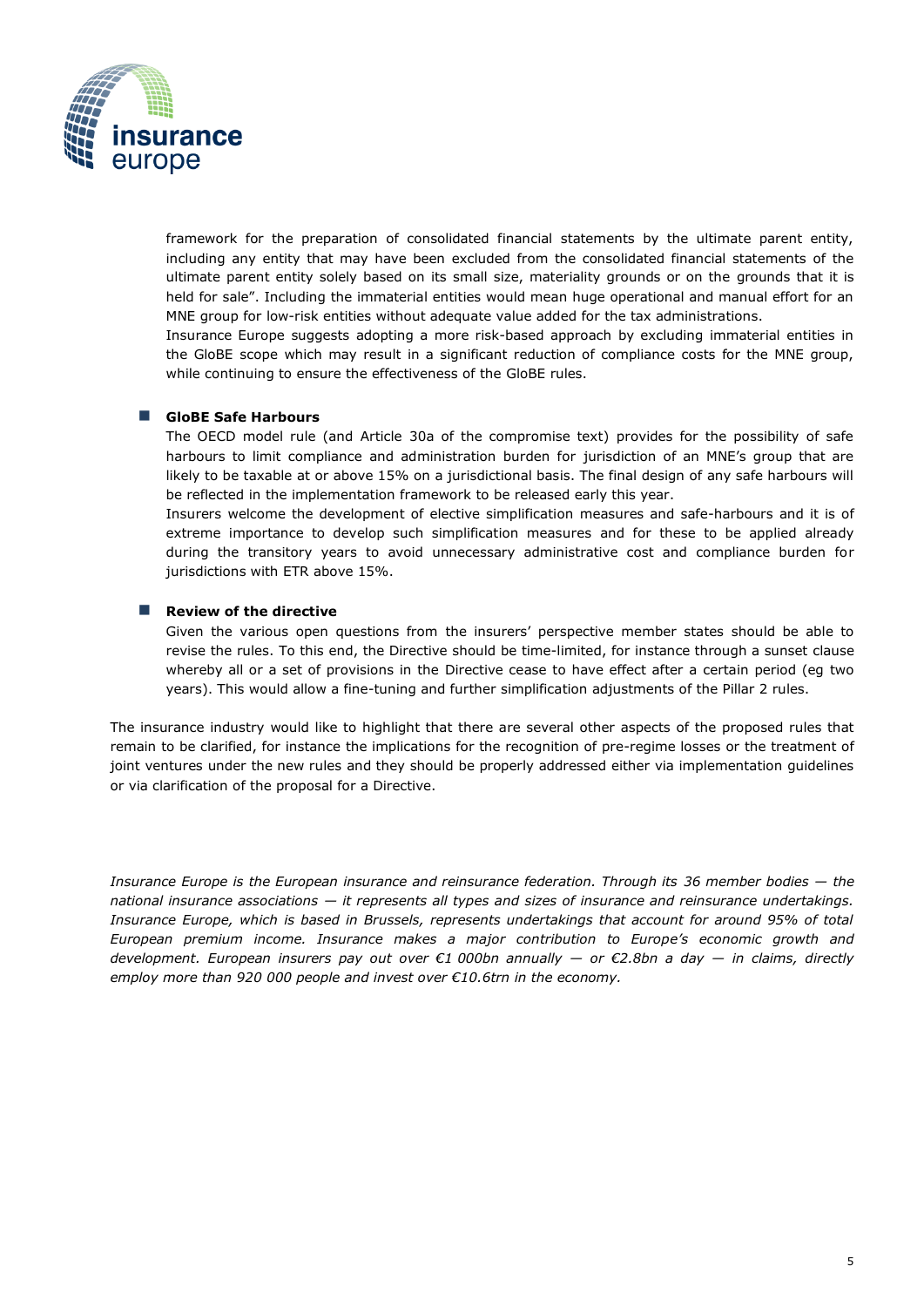framework for the preparation of consolidated financial statements by the ultimate parent entity, including any entity that may have been excluded from the consolidated financial statements of the ultimate parent entity solely based on its small size, materiality grounds or on the grounds that it is held for sale". Including the immaterial entities would mean huge operational and manual effort for an MNE group for low-risk entities without adequate value added for the tax administrations.

Insurance Europe suggests adopting a more risk-based approach by excluding immaterial entities in the GloBE scope which may result in a significant reduction of compliance costs for the MNE group, while continuing to ensure the effectiveness of the GloBE rules.

- **GloBE Safe Harbours**

  The OECD model rule (and Article 30a of the compromise text) provides for the possibility of safe harbours to limit compliance and administration burden for jurisdiction of an MNE's group that are likely to be taxable at or above 15% on a jurisdictional basis. The final design of any safe harbours will be reflected in the implementation framework to be released early this year.

  Insurers welcome the development of elective simplification measures and safe-harbours and it is of extreme importance to develop such simplification measures and for these to be applied already during the transitory years to avoid unnecessary administrative cost and compliance burden for jurisdictions with ETR above 15%.

- **Review of the directive**

  Given the various open questions from the insurers' perspective member states should be able to revise the rules. To this end, the Directive should be time-limited, for instance through a sunset clause whereby all or a set of provisions in the Directive cease to have effect after a certain period (eg two years). This would allow a fine-tuning and further simplification adjustments of the Pillar 2 rules.

The insurance industry would like to highlight that there are several other aspects of the proposed rules that remain to be clarified, for instance the implications for the recognition of pre-regime losses or the treatment of joint ventures under the new rules and they should be properly addressed either via implementation guidelines or via clarification of the proposal for a Directive.

*Insurance Europe is the European insurance and reinsurance federation. Through its 36 member bodies — the national insurance associations — it represents all types and sizes of insurance and reinsurance undertakings. Insurance Europe, which is based in Brussels, represents undertakings that account for around 95% of total European premium income. Insurance makes a major contribution to Europe's economic growth and development. European insurers pay out over €1 000bn annually — or €2.8bn a day — in claims, directly employ more than 920 000 people and invest over €10.6trn in the economy.*